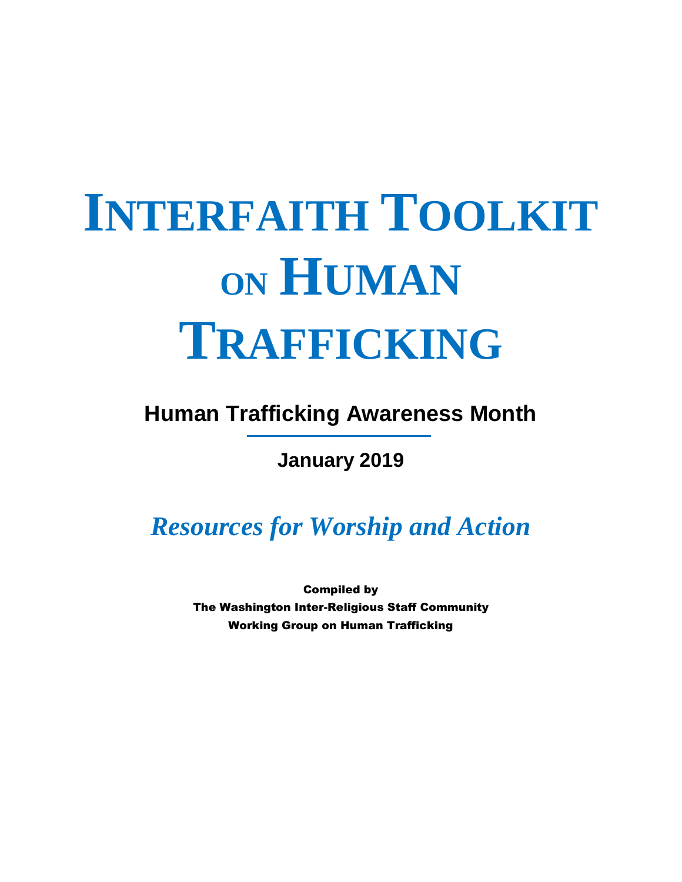# INTERFAITH TOOLKIT ON HUMAN TRAFFICKING

## Human Trafficking Awareness Month

**January 2019**

*Resources for Worship and Action*

**Compiled by**
**The Washington Inter-Religious Staff Community**
**Working Group on Human Trafficking**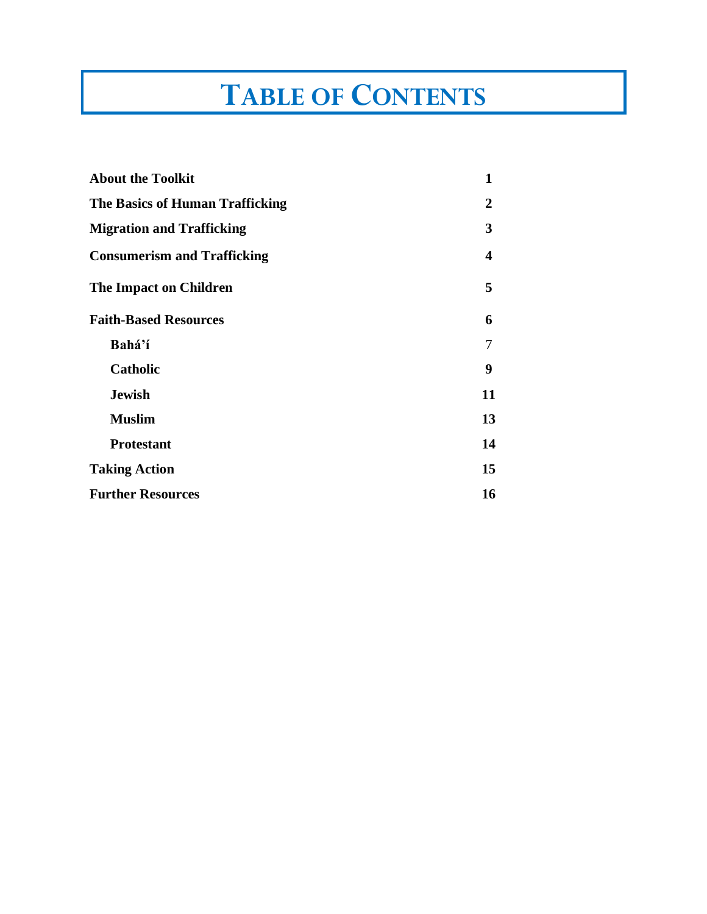# Table of Contents

| | |
|---|---|
| **About the Toolkit** | **1** |
| **The Basics of Human Trafficking** | **2** |
| **Migration and Trafficking** | **3** |
| **Consumerism and Trafficking** | **4** |
| **The Impact on Children** | **5** |
| **Faith-Based Resources** | **6** |
| &nbsp;&nbsp;&nbsp;&nbsp;**Bahá'í** | 7 |
| &nbsp;&nbsp;&nbsp;&nbsp;**Catholic** | **9** |
| &nbsp;&nbsp;&nbsp;&nbsp;**Jewish** | **11** |
| &nbsp;&nbsp;&nbsp;&nbsp;**Muslim** | **13** |
| &nbsp;&nbsp;&nbsp;&nbsp;**Protestant** | **14** |
| **Taking Action** | **15** |
| **Further Resources** | **16** |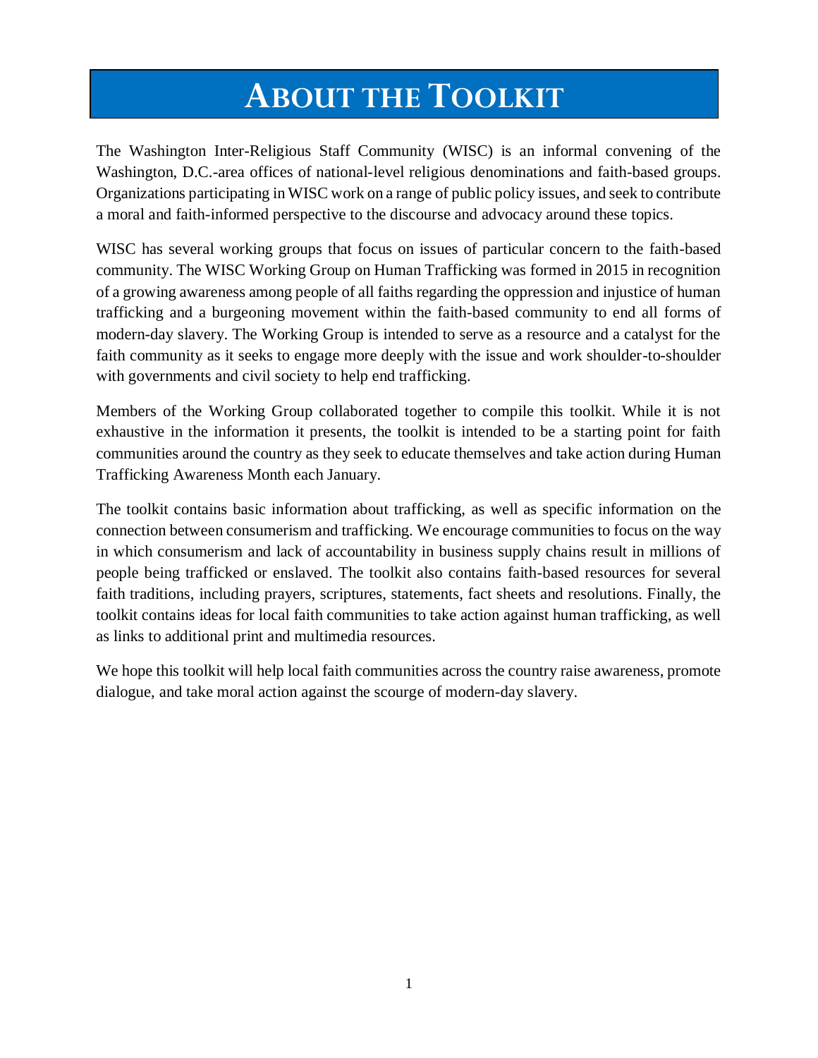# About the Toolkit

The Washington Inter-Religious Staff Community (WISC) is an informal convening of the Washington, D.C.-area offices of national-level religious denominations and faith-based groups. Organizations participating in WISC work on a range of public policy issues, and seek to contribute a moral and faith-informed perspective to the discourse and advocacy around these topics.

WISC has several working groups that focus on issues of particular concern to the faith-based community. The WISC Working Group on Human Trafficking was formed in 2015 in recognition of a growing awareness among people of all faiths regarding the oppression and injustice of human trafficking and a burgeoning movement within the faith-based community to end all forms of modern-day slavery. The Working Group is intended to serve as a resource and a catalyst for the faith community as it seeks to engage more deeply with the issue and work shoulder-to-shoulder with governments and civil society to help end trafficking.

Members of the Working Group collaborated together to compile this toolkit. While it is not exhaustive in the information it presents, the toolkit is intended to be a starting point for faith communities around the country as they seek to educate themselves and take action during Human Trafficking Awareness Month each January.

The toolkit contains basic information about trafficking, as well as specific information on the connection between consumerism and trafficking. We encourage communities to focus on the way in which consumerism and lack of accountability in business supply chains result in millions of people being trafficked or enslaved. The toolkit also contains faith-based resources for several faith traditions, including prayers, scriptures, statements, fact sheets and resolutions. Finally, the toolkit contains ideas for local faith communities to take action against human trafficking, as well as links to additional print and multimedia resources.

We hope this toolkit will help local faith communities across the country raise awareness, promote dialogue, and take moral action against the scourge of modern-day slavery.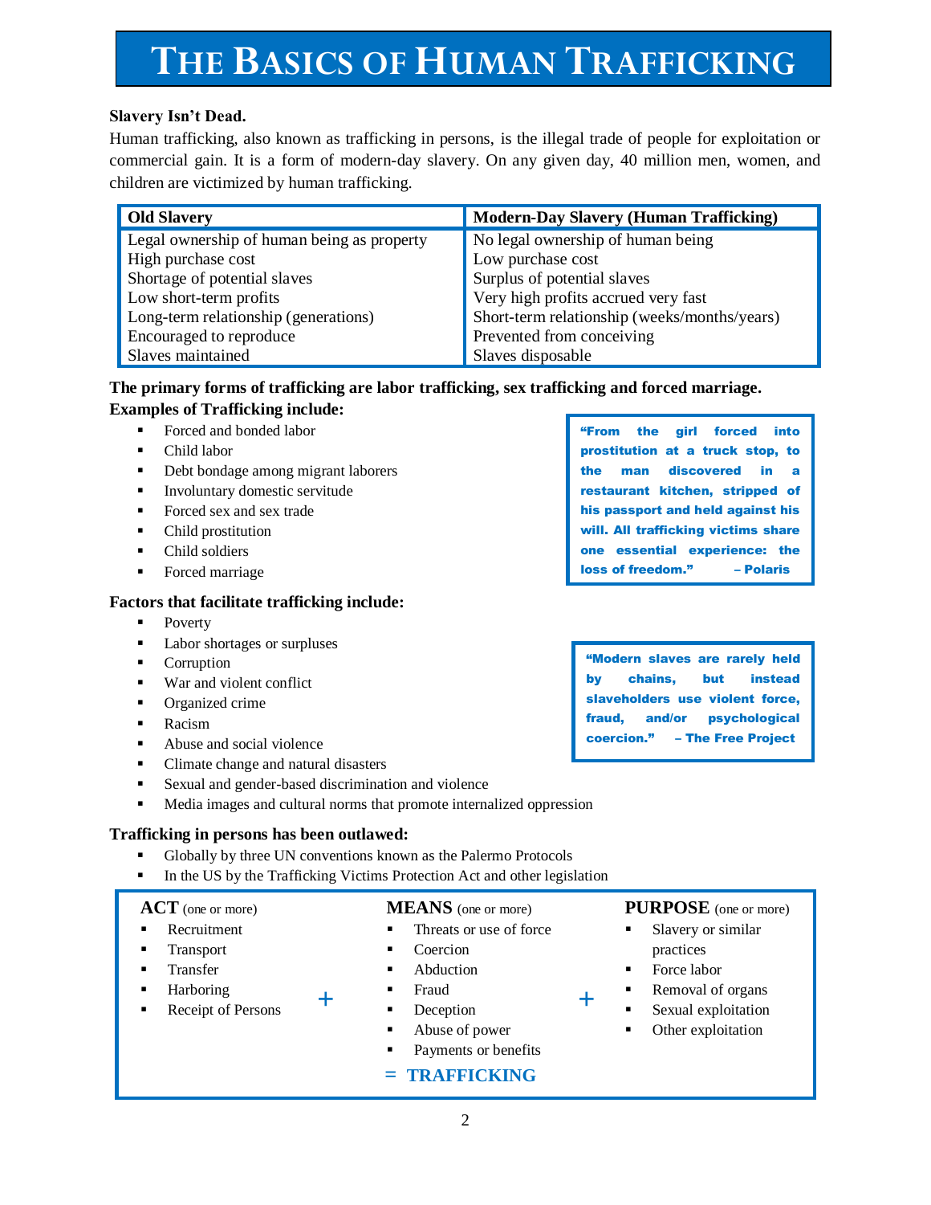# THE BASICS OF HUMAN TRAFFICKING

**Slavery Isn't Dead.**

Human trafficking, also known as trafficking in persons, is the illegal trade of people for exploitation or commercial gain. It is a form of modern-day slavery. On any given day, 40 million men, women, and children are victimized by human trafficking.

| Old Slavery | Modern-Day Slavery (Human Trafficking) |
|---|---|
| Legal ownership of human being as property | No legal ownership of human being |
| High purchase cost | Low purchase cost |
| Shortage of potential slaves | Surplus of potential slaves |
| Low short-term profits | Very high profits accrued very fast |
| Long-term relationship (generations) | Short-term relationship (weeks/months/years) |
| Encouraged to reproduce | Prevented from conceiving |
| Slaves maintained | Slaves disposable |

**The primary forms of trafficking are labor trafficking, sex trafficking and forced marriage.**

**Examples of Trafficking include:**

- Forced and bonded labor
- Child labor
- Debt bondage among migrant laborers
- Involuntary domestic servitude
- Forced sex and sex trade
- Child prostitution
- Child soldiers
- Forced marriage

> **"From the girl forced into prostitution at a truck stop, to the man discovered in a restaurant kitchen, stripped of his passport and held against his will. All trafficking victims share one essential experience: the loss of freedom." – Polaris**

**Factors that facilitate trafficking include:**

- Poverty
- Labor shortages or surpluses
- Corruption
- War and violent conflict
- Organized crime
- Racism
- Abuse and social violence
- Climate change and natural disasters
- Sexual and gender-based discrimination and violence
- Media images and cultural norms that promote internalized oppression

> **"Modern slaves are rarely held by chains, but instead slaveholders use violent force, fraud, and/or psychological coercion." – The Free Project**

**Trafficking in persons has been outlawed:**

- Globally by three UN conventions known as the Palermo Protocols
- In the US by the Trafficking Victims Protection Act and other legislation

**ACT** (one or more)

- Recruitment
- Transport
- Transfer
- Harboring
- Receipt of Persons

**+**

**MEANS** (one or more)

- Threats or use of force
- Coercion
- Abduction
- Fraud
- Deception
- Abuse of power
- Payments or benefits

**+**

**PURPOSE** (one or more)

- Slavery or similar practices
- Force labor
- Removal of organs
- Sexual exploitation
- Other exploitation

**= TRAFFICKING**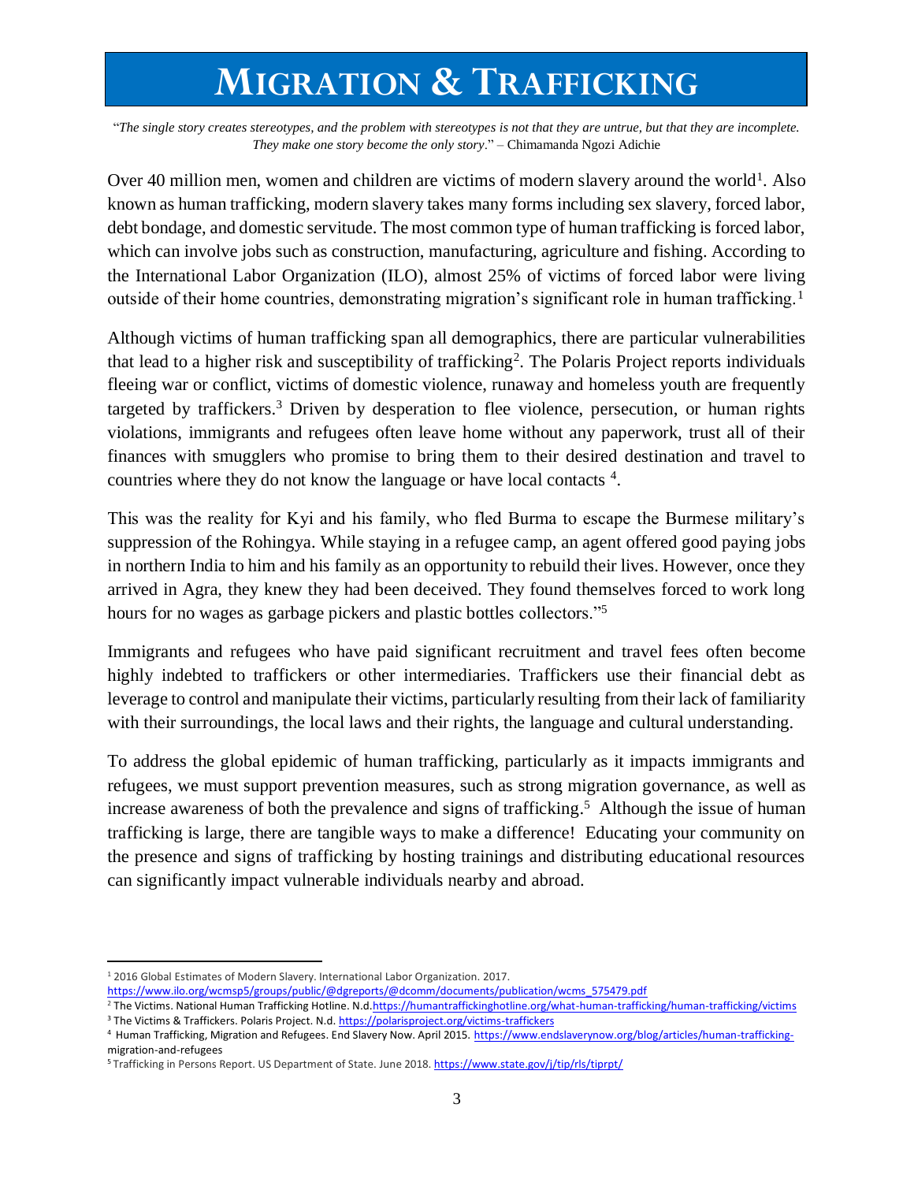# MIGRATION & TRAFFICKING

"*The single story creates stereotypes, and the problem with stereotypes is not that they are untrue, but that they are incomplete. They make one story become the only story*." – Chimamanda Ngozi Adichie

Over 40 million men, women and children are victims of modern slavery around the world[1]. Also known as human trafficking, modern slavery takes many forms including sex slavery, forced labor, debt bondage, and domestic servitude. The most common type of human trafficking is forced labor, which can involve jobs such as construction, manufacturing, agriculture and fishing. According to the International Labor Organization (ILO), almost 25% of victims of forced labor were living outside of their home countries, demonstrating migration's significant role in human trafficking.[1]

Although victims of human trafficking span all demographics, there are particular vulnerabilities that lead to a higher risk and susceptibility of trafficking[2]. The Polaris Project reports individuals fleeing war or conflict, victims of domestic violence, runaway and homeless youth are frequently targeted by traffickers.[3] Driven by desperation to flee violence, persecution, or human rights violations, immigrants and refugees often leave home without any paperwork, trust all of their finances with smugglers who promise to bring them to their desired destination and travel to countries where they do not know the language or have local contacts [4].

This was the reality for Kyi and his family, who fled Burma to escape the Burmese military's suppression of the Rohingya. While staying in a refugee camp, an agent offered good paying jobs in northern India to him and his family as an opportunity to rebuild their lives. However, once they arrived in Agra, they knew they had been deceived. They found themselves forced to work long hours for no wages as garbage pickers and plastic bottles collectors."[5]

Immigrants and refugees who have paid significant recruitment and travel fees often become highly indebted to traffickers or other intermediaries. Traffickers use their financial debt as leverage to control and manipulate their victims, particularly resulting from their lack of familiarity with their surroundings, the local laws and their rights, the language and cultural understanding.

To address the global epidemic of human trafficking, particularly as it impacts immigrants and refugees, we must support prevention measures, such as strong migration governance, as well as increase awareness of both the prevalence and signs of trafficking.[5] Although the issue of human trafficking is large, there are tangible ways to make a difference! Educating your community on the presence and signs of trafficking by hosting trainings and distributing educational resources can significantly impact vulnerable individuals nearby and abroad.

---

[1] 2016 Global Estimates of Modern Slavery. International Labor Organization. 2017. https://www.ilo.org/wcmsp5/groups/public/@dgreports/@dcomm/documents/publication/wcms_575479.pdf

[2] The Victims. National Human Trafficking Hotline. N.d.https://humantraffickinghotline.org/what-human-trafficking/human-trafficking/victims

[3] The Victims & Traffickers. Polaris Project. N.d. https://polarisproject.org/victims-traffickers

[4] Human Trafficking, Migration and Refugees. End Slavery Now. April 2015. https://www.endslaverynow.org/blog/articles/human-trafficking-migration-and-refugees

[5] Trafficking in Persons Report. US Department of State. June 2018. https://www.state.gov/j/tip/rls/tiprpt/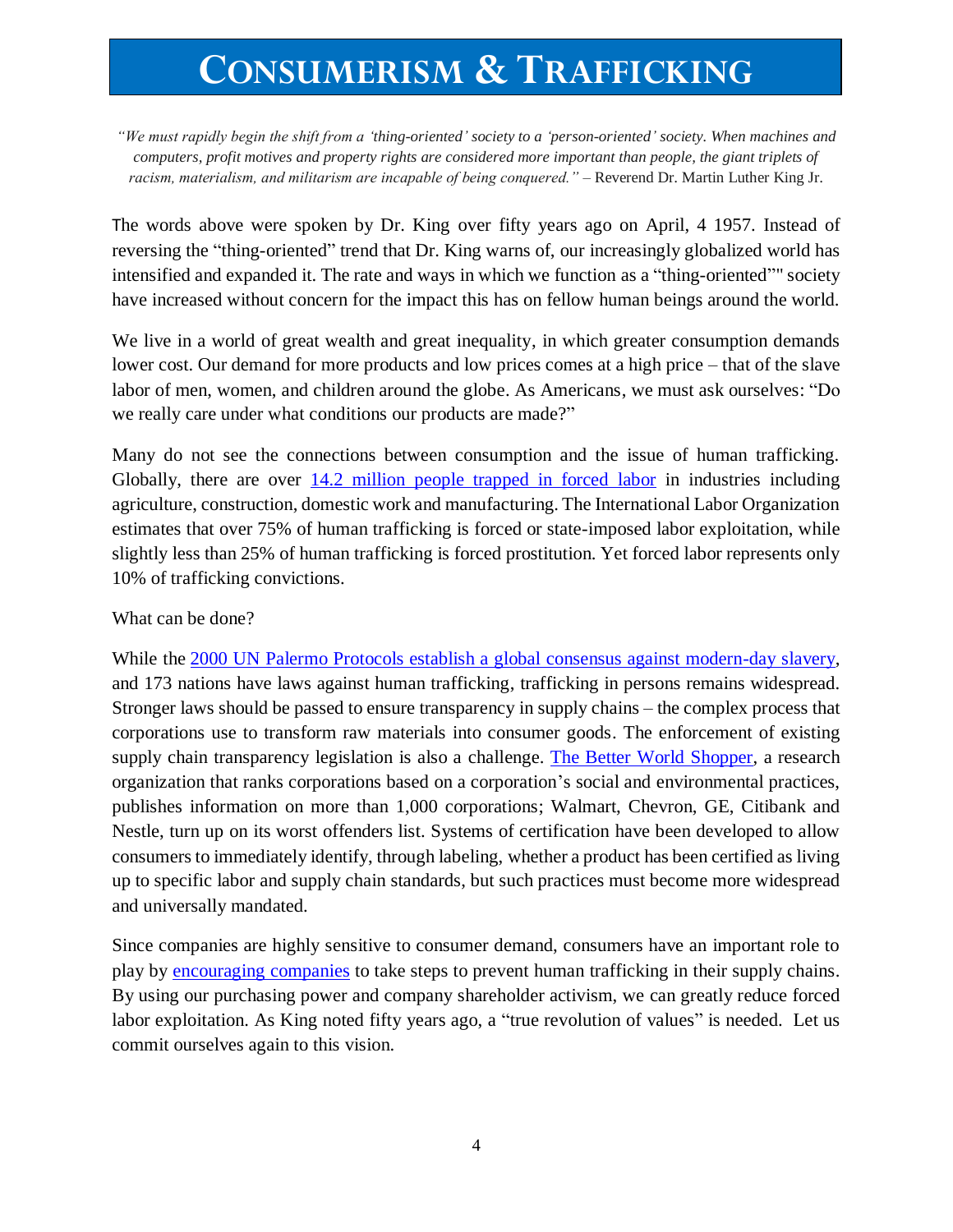# Consumerism & Trafficking

*"We must rapidly begin the shift from a 'thing-oriented' society to a 'person-oriented' society. When machines and computers, profit motives and property rights are considered more important than people, the giant triplets of racism, materialism, and militarism are incapable of being conquered."* – Reverend Dr. Martin Luther King Jr.

The words above were spoken by Dr. King over fifty years ago on April, 4 1957. Instead of reversing the "thing-oriented" trend that Dr. King warns of, our increasingly globalized world has intensified and expanded it. The rate and ways in which we function as a "thing-oriented"" society have increased without concern for the impact this has on fellow human beings around the world.

We live in a world of great wealth and great inequality, in which greater consumption demands lower cost. Our demand for more products and low prices comes at a high price – that of the slave labor of men, women, and children around the globe. As Americans, we must ask ourselves: "Do we really care under what conditions our products are made?"

Many do not see the connections between consumption and the issue of human trafficking. Globally, there are over 14.2 million people trapped in forced labor in industries including agriculture, construction, domestic work and manufacturing. The International Labor Organization estimates that over 75% of human trafficking is forced or state-imposed labor exploitation, while slightly less than 25% of human trafficking is forced prostitution. Yet forced labor represents only 10% of trafficking convictions.

What can be done?

While the 2000 UN Palermo Protocols establish a global consensus against modern-day slavery, and 173 nations have laws against human trafficking, trafficking in persons remains widespread. Stronger laws should be passed to ensure transparency in supply chains – the complex process that corporations use to transform raw materials into consumer goods. The enforcement of existing supply chain transparency legislation is also a challenge. The Better World Shopper, a research organization that ranks corporations based on a corporation's social and environmental practices, publishes information on more than 1,000 corporations; Walmart, Chevron, GE, Citibank and Nestle, turn up on its worst offenders list. Systems of certification have been developed to allow consumers to immediately identify, through labeling, whether a product has been certified as living up to specific labor and supply chain standards, but such practices must become more widespread and universally mandated.

Since companies are highly sensitive to consumer demand, consumers have an important role to play by encouraging companies to take steps to prevent human trafficking in their supply chains. By using our purchasing power and company shareholder activism, we can greatly reduce forced labor exploitation. As King noted fifty years ago, a "true revolution of values" is needed. Let us commit ourselves again to this vision.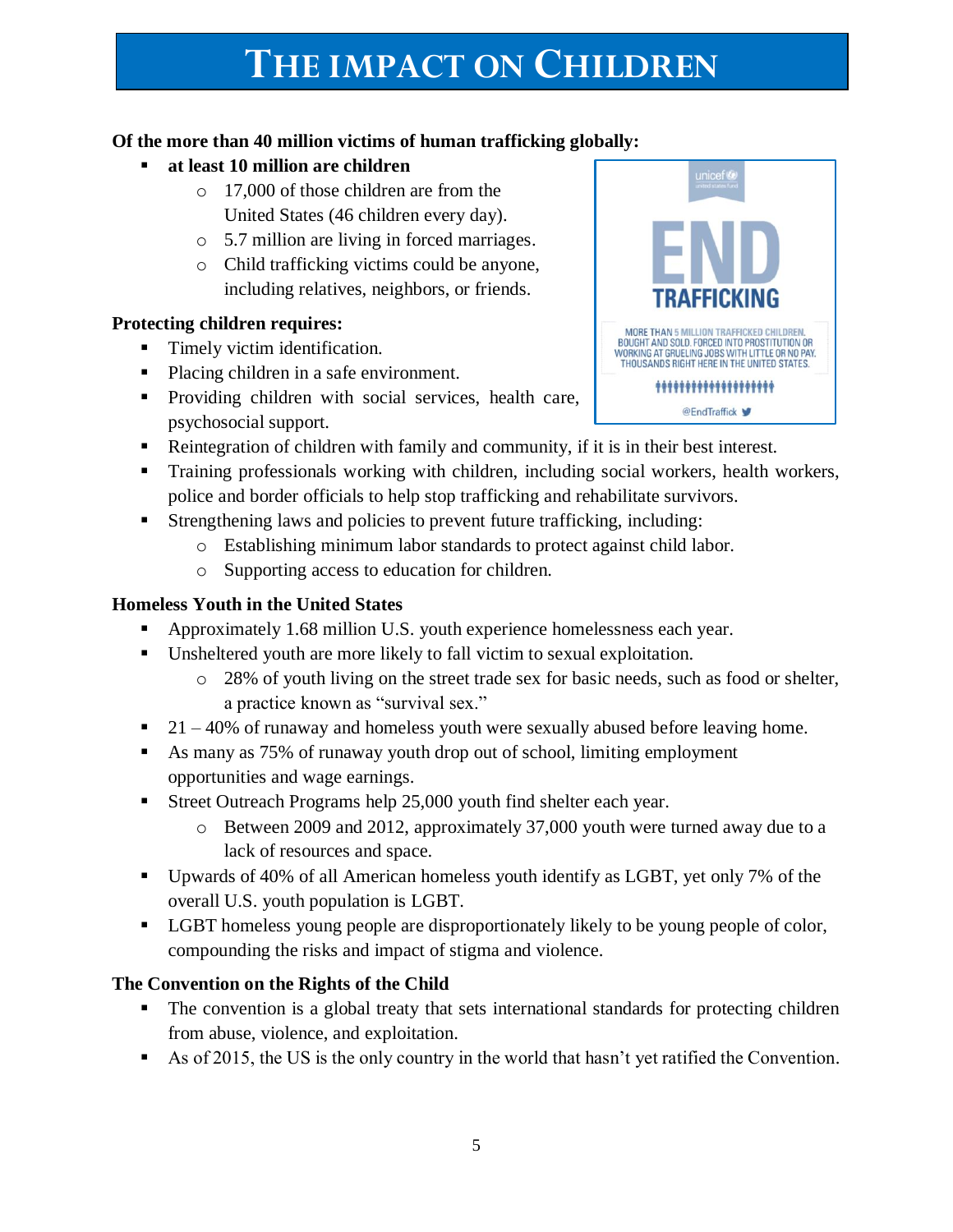# THE IMPACT ON CHILDREN

**Of the more than 40 million victims of human trafficking globally:**

- **at least 10 million are children**
  - 17,000 of those children are from the United States (46 children every day).
  - 5.7 million are living in forced marriages.
  - Child trafficking victims could be anyone, including relatives, neighbors, or friends.

**Protecting children requires:**

- Timely victim identification.
- Placing children in a safe environment.
- Providing children with social services, health care, psychosocial support.
- Reintegration of children with family and community, if it is in their best interest.
- Training professionals working with children, including social workers, health workers, police and border officials to help stop trafficking and rehabilitate survivors.
- Strengthening laws and policies to prevent future trafficking, including:
  - Establishing minimum labor standards to protect against child labor.
  - Supporting access to education for children.

**Homeless Youth in the United States**

- Approximately 1.68 million U.S. youth experience homelessness each year.
- Unsheltered youth are more likely to fall victim to sexual exploitation.
  - 28% of youth living on the street trade sex for basic needs, such as food or shelter, a practice known as "survival sex."
- 21 – 40% of runaway and homeless youth were sexually abused before leaving home.
- As many as 75% of runaway youth drop out of school, limiting employment opportunities and wage earnings.
- Street Outreach Programs help 25,000 youth find shelter each year.
  - Between 2009 and 2012, approximately 37,000 youth were turned away due to a lack of resources and space.
- Upwards of 40% of all American homeless youth identify as LGBT, yet only 7% of the overall U.S. youth population is LGBT.
- LGBT homeless young people are disproportionately likely to be young people of color, compounding the risks and impact of stigma and violence.

**The Convention on the Rights of the Child**

- The convention is a global treaty that sets international standards for protecting children from abuse, violence, and exploitation.
- As of 2015, the US is the only country in the world that hasn't yet ratified the Convention.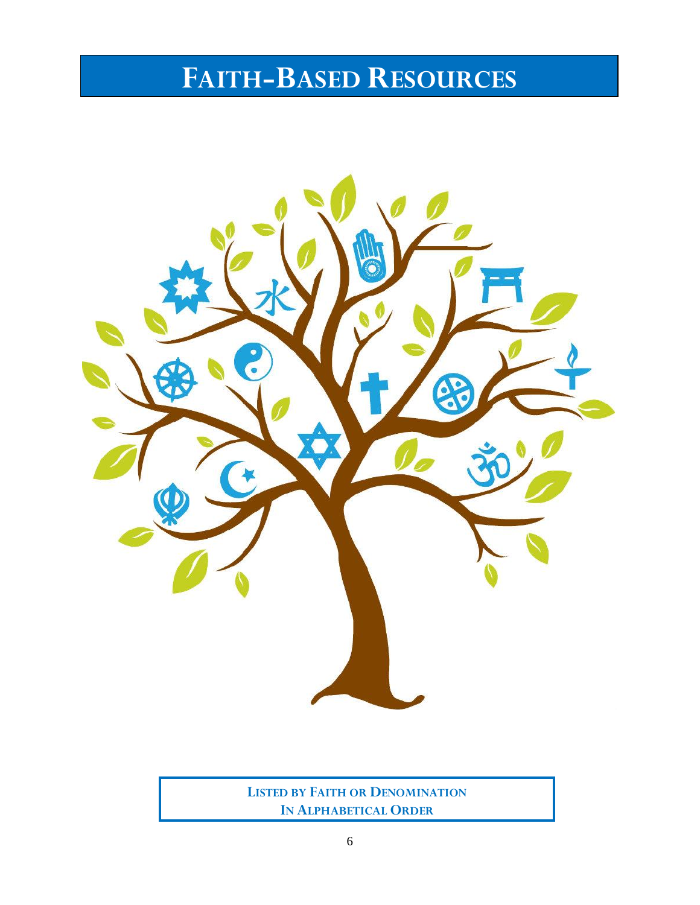# Faith-Based Resources

**Listed by Faith or Denomination**
**In Alphabetical Order**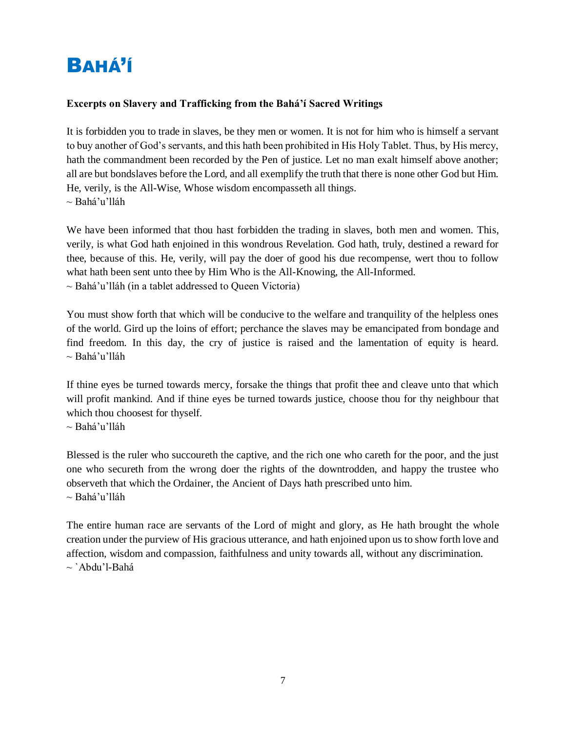# BAHÁ'Í

**Excerpts on Slavery and Trafficking from the Bahá'í Sacred Writings**

It is forbidden you to trade in slaves, be they men or women. It is not for him who is himself a servant to buy another of God's servants, and this hath been prohibited in His Holy Tablet. Thus, by His mercy, hath the commandment been recorded by the Pen of justice. Let no man exalt himself above another; all are but bondslaves before the Lord, and all exemplify the truth that there is none other God but Him. He, verily, is the All-Wise, Whose wisdom encompasseth all things.
~ Bahá'u'lláh

We have been informed that thou hast forbidden the trading in slaves, both men and women. This, verily, is what God hath enjoined in this wondrous Revelation. God hath, truly, destined a reward for thee, because of this. He, verily, will pay the doer of good his due recompense, wert thou to follow what hath been sent unto thee by Him Who is the All-Knowing, the All-Informed.
~ Bahá'u'lláh (in a tablet addressed to Queen Victoria)

You must show forth that which will be conducive to the welfare and tranquility of the helpless ones of the world. Gird up the loins of effort; perchance the slaves may be emancipated from bondage and find freedom. In this day, the cry of justice is raised and the lamentation of equity is heard.
~ Bahá'u'lláh

If thine eyes be turned towards mercy, forsake the things that profit thee and cleave unto that which will profit mankind. And if thine eyes be turned towards justice, choose thou for thy neighbour that which thou choosest for thyself.
~ Bahá'u'lláh

Blessed is the ruler who succoureth the captive, and the rich one who careth for the poor, and the just one who secureth from the wrong doer the rights of the downtrodden, and happy the trustee who observeth that which the Ordainer, the Ancient of Days hath prescribed unto him.
~ Bahá'u'lláh

The entire human race are servants of the Lord of might and glory, as He hath brought the whole creation under the purview of His gracious utterance, and hath enjoined upon us to show forth love and affection, wisdom and compassion, faithfulness and unity towards all, without any discrimination.
~ `Abdu'l-Bahá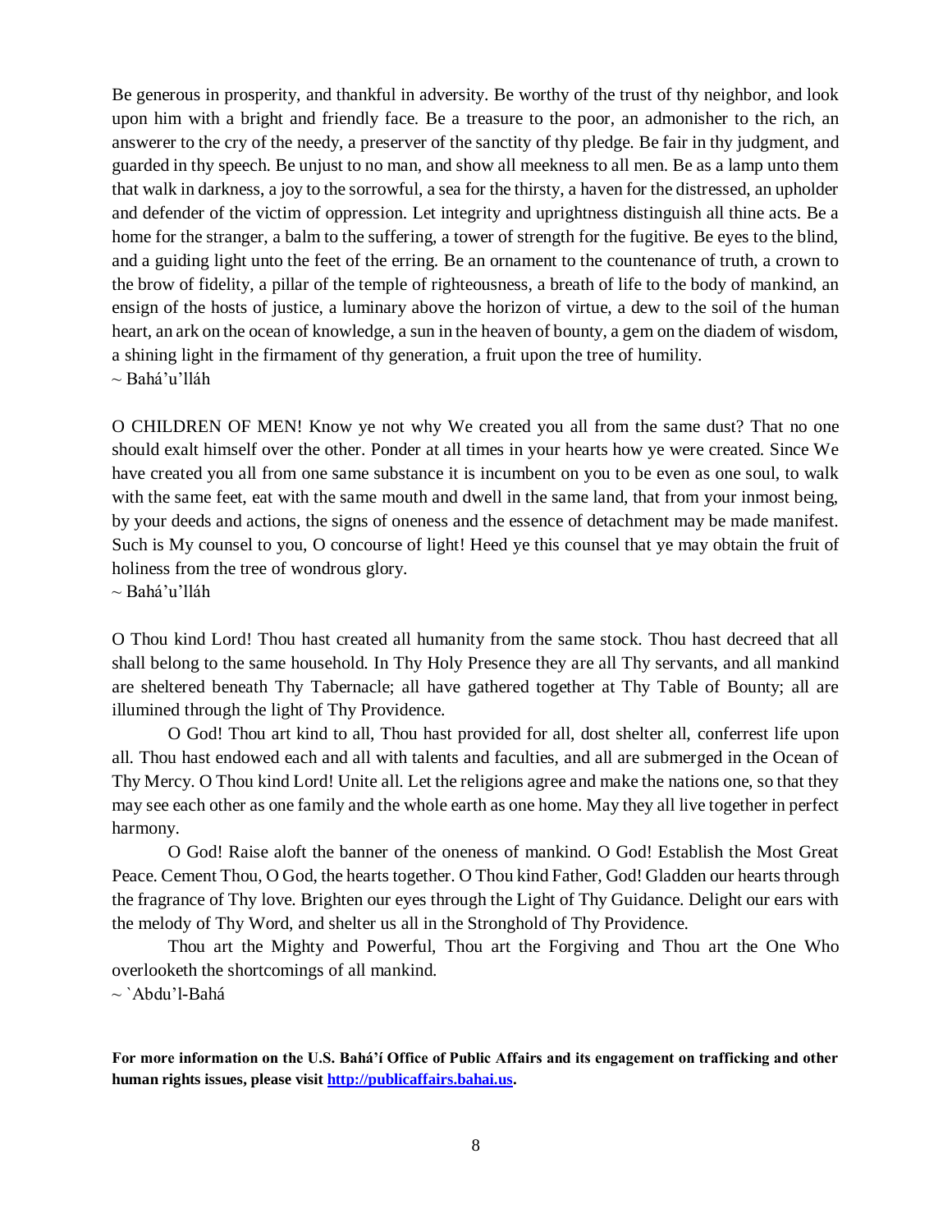Be generous in prosperity, and thankful in adversity. Be worthy of the trust of thy neighbor, and look upon him with a bright and friendly face. Be a treasure to the poor, an admonisher to the rich, an answerer to the cry of the needy, a preserver of the sanctity of thy pledge. Be fair in thy judgment, and guarded in thy speech. Be unjust to no man, and show all meekness to all men. Be as a lamp unto them that walk in darkness, a joy to the sorrowful, a sea for the thirsty, a haven for the distressed, an upholder and defender of the victim of oppression. Let integrity and uprightness distinguish all thine acts. Be a home for the stranger, a balm to the suffering, a tower of strength for the fugitive. Be eyes to the blind, and a guiding light unto the feet of the erring. Be an ornament to the countenance of truth, a crown to the brow of fidelity, a pillar of the temple of righteousness, a breath of life to the body of mankind, an ensign of the hosts of justice, a luminary above the horizon of virtue, a dew to the soil of the human heart, an ark on the ocean of knowledge, a sun in the heaven of bounty, a gem on the diadem of wisdom, a shining light in the firmament of thy generation, a fruit upon the tree of humility.
~ Bahá'u'lláh

O CHILDREN OF MEN! Know ye not why We created you all from the same dust? That no one should exalt himself over the other. Ponder at all times in your hearts how ye were created. Since We have created you all from one same substance it is incumbent on you to be even as one soul, to walk with the same feet, eat with the same mouth and dwell in the same land, that from your inmost being, by your deeds and actions, the signs of oneness and the essence of detachment may be made manifest. Such is My counsel to you, O concourse of light! Heed ye this counsel that ye may obtain the fruit of holiness from the tree of wondrous glory.
~ Bahá'u'lláh

O Thou kind Lord! Thou hast created all humanity from the same stock. Thou hast decreed that all shall belong to the same household. In Thy Holy Presence they are all Thy servants, and all mankind are sheltered beneath Thy Tabernacle; all have gathered together at Thy Table of Bounty; all are illumined through the light of Thy Providence.

O God! Thou art kind to all, Thou hast provided for all, dost shelter all, conferrest life upon all. Thou hast endowed each and all with talents and faculties, and all are submerged in the Ocean of Thy Mercy. O Thou kind Lord! Unite all. Let the religions agree and make the nations one, so that they may see each other as one family and the whole earth as one home. May they all live together in perfect harmony.

O God! Raise aloft the banner of the oneness of mankind. O God! Establish the Most Great Peace. Cement Thou, O God, the hearts together. O Thou kind Father, God! Gladden our hearts through the fragrance of Thy love. Brighten our eyes through the Light of Thy Guidance. Delight our ears with the melody of Thy Word, and shelter us all in the Stronghold of Thy Providence.

Thou art the Mighty and Powerful, Thou art the Forgiving and Thou art the One Who overlooketh the shortcomings of all mankind.
~ `Abdu'l-Bahá

**For more information on the U.S. Bahá'í Office of Public Affairs and its engagement on trafficking and other human rights issues, please visit [http://publicaffairs.bahai.us](http://publicaffairs.bahai.us).**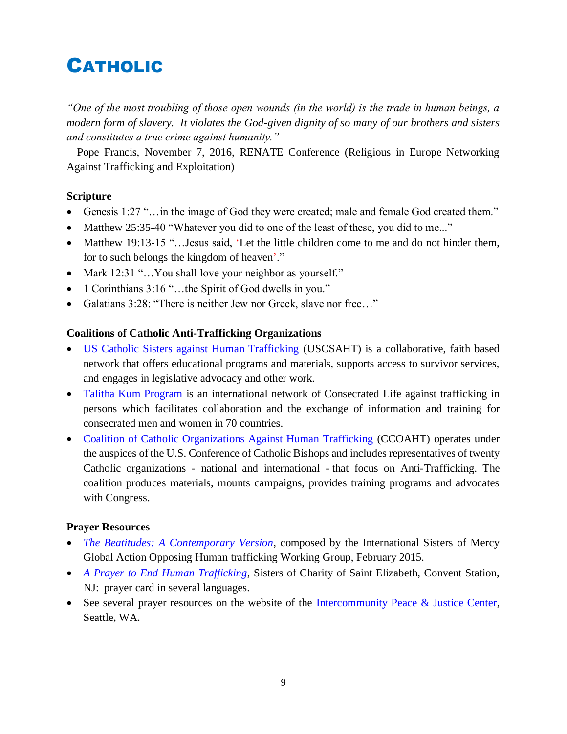# CATHOLIC

*"One of the most troubling of those open wounds (in the world) is the trade in human beings, a modern form of slavery. It violates the God-given dignity of so many of our brothers and sisters and constitutes a true crime against humanity."*

– Pope Francis, November 7, 2016, RENATE Conference (Religious in Europe Networking Against Trafficking and Exploitation)

**Scripture**

- Genesis 1:27 "…in the image of God they were created; male and female God created them."
- Matthew 25:35-40 "Whatever you did to one of the least of these, you did to me..."
- Matthew 19:13-15 "…Jesus said, 'Let the little children come to me and do not hinder them, for to such belongs the kingdom of heaven'."
- Mark 12:31 "…You shall love your neighbor as yourself."
- 1 Corinthians 3:16 "…the Spirit of God dwells in you."
- Galatians 3:28: "There is neither Jew nor Greek, slave nor free…"

**Coalitions of Catholic Anti-Trafficking Organizations**

- US Catholic Sisters against Human Trafficking (USCSAHT) is a collaborative, faith based network that offers educational programs and materials, supports access to survivor services, and engages in legislative advocacy and other work.
- Talitha Kum Program is an international network of Consecrated Life against trafficking in persons which facilitates collaboration and the exchange of information and training for consecrated men and women in 70 countries.
- Coalition of Catholic Organizations Against Human Trafficking (CCOAHT) operates under the auspices of the U.S. Conference of Catholic Bishops and includes representatives of twenty Catholic organizations - national and international - that focus on Anti-Trafficking. The coalition produces materials, mounts campaigns, provides training programs and advocates with Congress.

**Prayer Resources**

- *The Beatitudes: A Contemporary Version*, composed by the International Sisters of Mercy Global Action Opposing Human trafficking Working Group, February 2015.
- *A Prayer to End Human Trafficking*, Sisters of Charity of Saint Elizabeth, Convent Station, NJ: prayer card in several languages.
- See several prayer resources on the website of the Intercommunity Peace & Justice Center, Seattle, WA.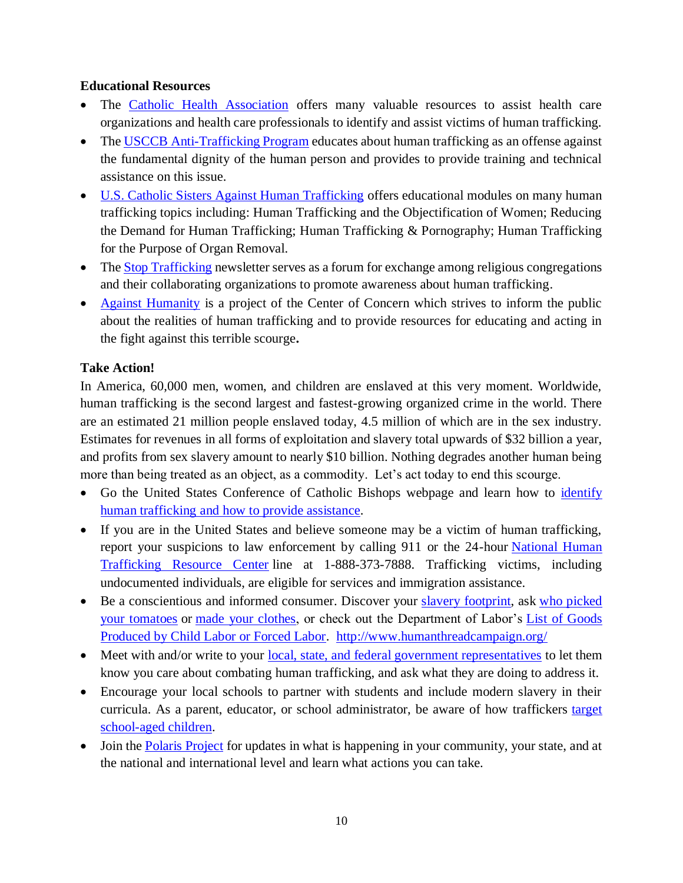**Educational Resources**

- The Catholic Health Association offers many valuable resources to assist health care organizations and health care professionals to identify and assist victims of human trafficking.
- The USCCB Anti-Trafficking Program educates about human trafficking as an offense against the fundamental dignity of the human person and provides to provide training and technical assistance on this issue.
- U.S. Catholic Sisters Against Human Trafficking offers educational modules on many human trafficking topics including: Human Trafficking and the Objectification of Women; Reducing the Demand for Human Trafficking; Human Trafficking & Pornography; Human Trafficking for the Purpose of Organ Removal.
- The Stop Trafficking newsletter serves as a forum for exchange among religious congregations and their collaborating organizations to promote awareness about human trafficking.
- Against Humanity is a project of the Center of Concern which strives to inform the public about the realities of human trafficking and to provide resources for educating and acting in the fight against this terrible scourge**.**

**Take Action!**

In America, 60,000 men, women, and children are enslaved at this very moment. Worldwide, human trafficking is the second largest and fastest-growing organized crime in the world. There are an estimated 21 million people enslaved today, 4.5 million of which are in the sex industry. Estimates for revenues in all forms of exploitation and slavery total upwards of $32 billion a year, and profits from sex slavery amount to nearly $10 billion. Nothing degrades another human being more than being treated as an object, as a commodity. Let's act today to end this scourge.

- Go the United States Conference of Catholic Bishops webpage and learn how to identify human trafficking and how to provide assistance.
- If you are in the United States and believe someone may be a victim of human trafficking, report your suspicions to law enforcement by calling 911 or the 24-hour National Human Trafficking Resource Center line at 1-888-373-7888. Trafficking victims, including undocumented individuals, are eligible for services and immigration assistance.
- Be a conscientious and informed consumer. Discover your slavery footprint, ask who picked your tomatoes or made your clothes, or check out the Department of Labor's List of Goods Produced by Child Labor or Forced Labor. http://www.humanthreadcampaign.org/
- Meet with and/or write to your local, state, and federal government representatives to let them know you care about combating human trafficking, and ask what they are doing to address it.
- Encourage your local schools to partner with students and include modern slavery in their curricula. As a parent, educator, or school administrator, be aware of how traffickers target school-aged children.
- Join the Polaris Project for updates in what is happening in your community, your state, and at the national and international level and learn what actions you can take.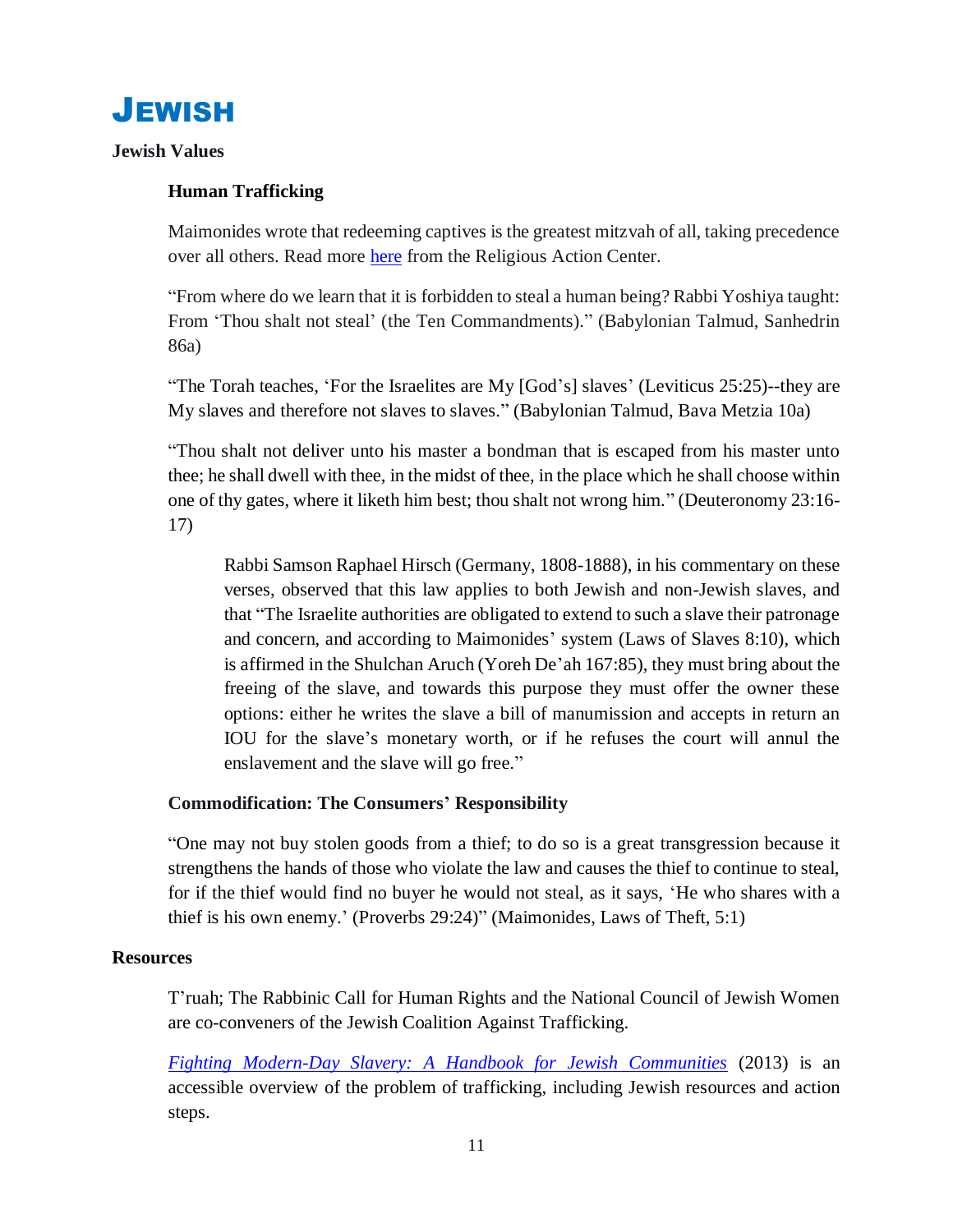# Jewish

## Jewish Values

### Human Trafficking

Maimonides wrote that redeeming captives is the greatest mitzvah of all, taking precedence over all others. Read more here from the Religious Action Center.

"From where do we learn that it is forbidden to steal a human being? Rabbi Yoshiya taught: From 'Thou shalt not steal' (the Ten Commandments)." (Babylonian Talmud, Sanhedrin 86a)

"The Torah teaches, 'For the Israelites are My [God's] slaves' (Leviticus 25:25)--they are My slaves and therefore not slaves to slaves." (Babylonian Talmud, Bava Metzia 10a)

"Thou shalt not deliver unto his master a bondman that is escaped from his master unto thee; he shall dwell with thee, in the midst of thee, in the place which he shall choose within one of thy gates, where it liketh him best; thou shalt not wrong him." (Deuteronomy 23:16-17)

> Rabbi Samson Raphael Hirsch (Germany, 1808-1888), in his commentary on these verses, observed that this law applies to both Jewish and non-Jewish slaves, and that "The Israelite authorities are obligated to extend to such a slave their patronage and concern, and according to Maimonides' system (Laws of Slaves 8:10), which is affirmed in the Shulchan Aruch (Yoreh De'ah 167:85), they must bring about the freeing of the slave, and towards this purpose they must offer the owner these options: either he writes the slave a bill of manumission and accepts in return an IOU for the slave's monetary worth, or if he refuses the court will annul the enslavement and the slave will go free."

### Commodification: The Consumers' Responsibility

"One may not buy stolen goods from a thief; to do so is a great transgression because it strengthens the hands of those who violate the law and causes the thief to continue to steal, for if the thief would find no buyer he would not steal, as it says, 'He who shares with a thief is his own enemy.' (Proverbs 29:24)" (Maimonides, Laws of Theft, 5:1)

## Resources

T'ruah; The Rabbinic Call for Human Rights and the National Council of Jewish Women are co-conveners of the Jewish Coalition Against Trafficking.

*Fighting Modern-Day Slavery: A Handbook for Jewish Communities* (2013) is an accessible overview of the problem of trafficking, including Jewish resources and action steps.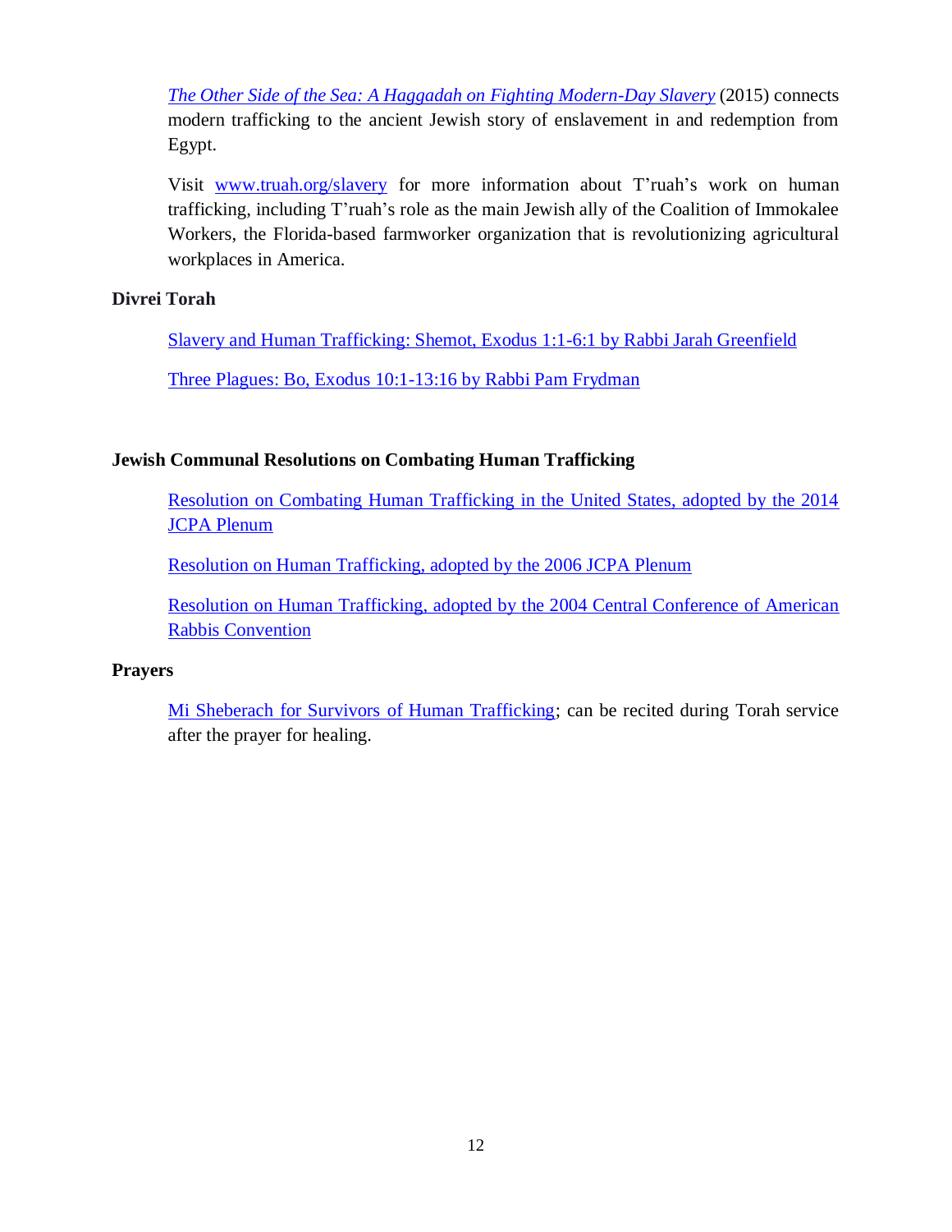*The Other Side of the Sea: A Haggadah on Fighting Modern-Day Slavery* (2015) connects modern trafficking to the ancient Jewish story of enslavement in and redemption from Egypt.

Visit www.truah.org/slavery for more information about T'ruah's work on human trafficking, including T'ruah's role as the main Jewish ally of the Coalition of Immokalee Workers, the Florida-based farmworker organization that is revolutionizing agricultural workplaces in America.

**Divrei Torah**

Slavery and Human Trafficking: Shemot, Exodus 1:1-6:1 by Rabbi Jarah Greenfield

Three Plagues: Bo, Exodus 10:1-13:16 by Rabbi Pam Frydman

**Jewish Communal Resolutions on Combating Human Trafficking**

Resolution on Combating Human Trafficking in the United States, adopted by the 2014 JCPA Plenum

Resolution on Human Trafficking, adopted by the 2006 JCPA Plenum

Resolution on Human Trafficking, adopted by the 2004 Central Conference of American Rabbis Convention

**Prayers**

Mi Sheberach for Survivors of Human Trafficking; can be recited during Torah service after the prayer for healing.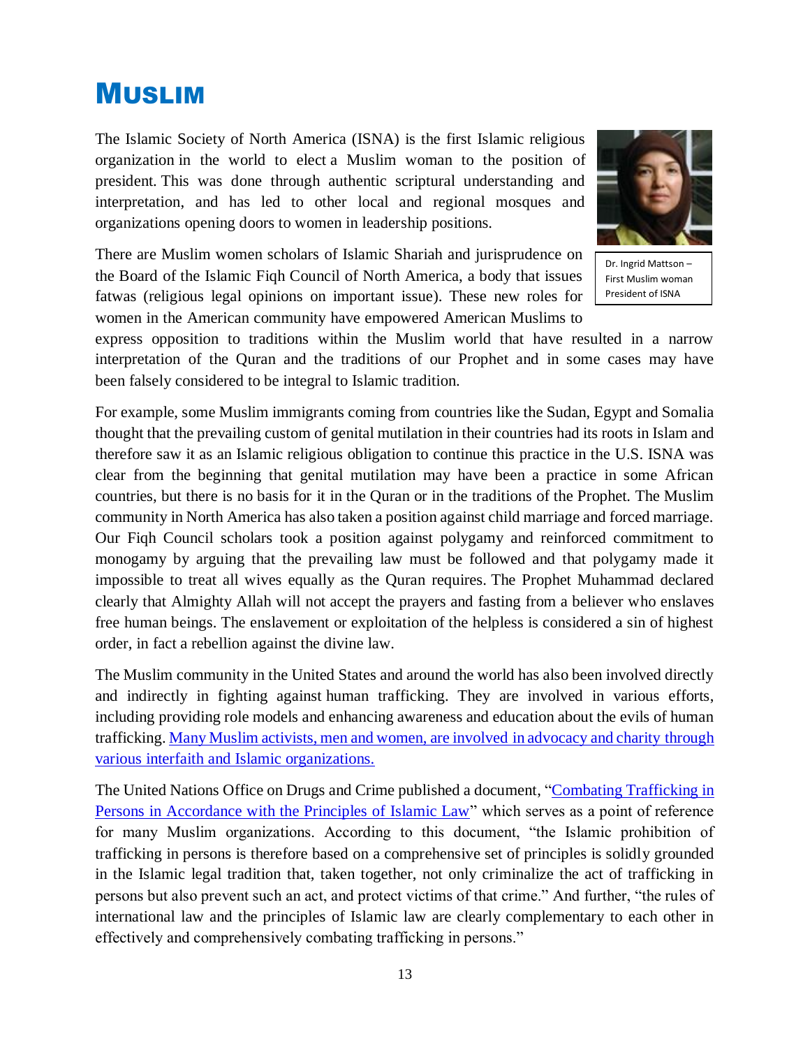# Muslim

The Islamic Society of North America (ISNA) is the first Islamic religious organization in the world to elect a Muslim woman to the position of president. This was done through authentic scriptural understanding and interpretation, and has led to other local and regional mosques and organizations opening doors to women in leadership positions.

Dr. Ingrid Mattson – First Muslim woman President of ISNA

There are Muslim women scholars of Islamic Shariah and jurisprudence on the Board of the Islamic Fiqh Council of North America, a body that issues fatwas (religious legal opinions on important issue). These new roles for women in the American community have empowered American Muslims to express opposition to traditions within the Muslim world that have resulted in a narrow interpretation of the Quran and the traditions of our Prophet and in some cases may have been falsely considered to be integral to Islamic tradition.

For example, some Muslim immigrants coming from countries like the Sudan, Egypt and Somalia thought that the prevailing custom of genital mutilation in their countries had its roots in Islam and therefore saw it as an Islamic religious obligation to continue this practice in the U.S. ISNA was clear from the beginning that genital mutilation may have been a practice in some African countries, but there is no basis for it in the Quran or in the traditions of the Prophet. The Muslim community in North America has also taken a position against child marriage and forced marriage. Our Fiqh Council scholars took a position against polygamy and reinforced commitment to monogamy by arguing that the prevailing law must be followed and that polygamy made it impossible to treat all wives equally as the Quran requires. The Prophet Muhammad declared clearly that Almighty Allah will not accept the prayers and fasting from a believer who enslaves free human beings. The enslavement or exploitation of the helpless is considered a sin of highest order, in fact a rebellion against the divine law.

The Muslim community in the United States and around the world has also been involved directly and indirectly in fighting against human trafficking. They are involved in various efforts, including providing role models and enhancing awareness and education about the evils of human trafficking. Many Muslim activists, men and women, are involved in advocacy and charity through various interfaith and Islamic organizations.

The United Nations Office on Drugs and Crime published a document, "Combating Trafficking in Persons in Accordance with the Principles of Islamic Law" which serves as a point of reference for many Muslim organizations. According to this document, "the Islamic prohibition of trafficking in persons is therefore based on a comprehensive set of principles is solidly grounded in the Islamic legal tradition that, taken together, not only criminalize the act of trafficking in persons but also prevent such an act, and protect victims of that crime." And further, "the rules of international law and the principles of Islamic law are clearly complementary to each other in effectively and comprehensively combating trafficking in persons."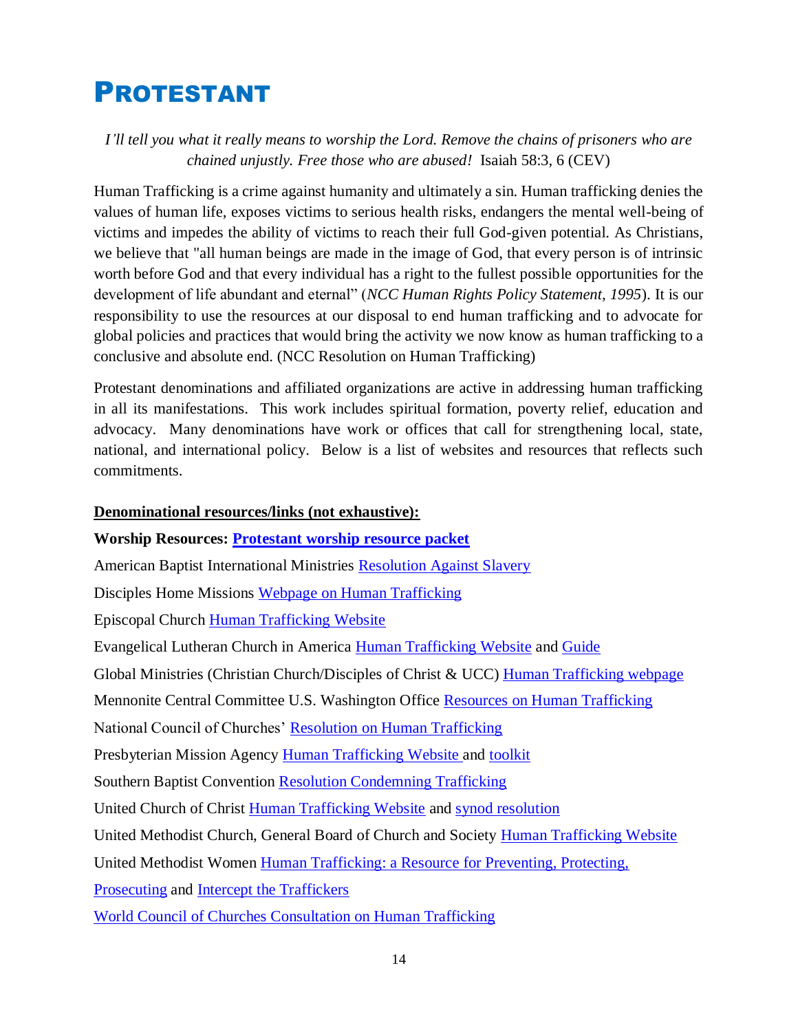# PROTESTANT

*I'll tell you what it really means to worship the Lord. Remove the chains of prisoners who are chained unjustly. Free those who are abused!* Isaiah 58:3, 6 (CEV)

Human Trafficking is a crime against humanity and ultimately a sin. Human trafficking denies the values of human life, exposes victims to serious health risks, endangers the mental well-being of victims and impedes the ability of victims to reach their full God-given potential. As Christians, we believe that "all human beings are made in the image of God, that every person is of intrinsic worth before God and that every individual has a right to the fullest possible opportunities for the development of life abundant and eternal" (*NCC Human Rights Policy Statement, 1995*). It is our responsibility to use the resources at our disposal to end human trafficking and to advocate for global policies and practices that would bring the activity we now know as human trafficking to a conclusive and absolute end. (NCC Resolution on Human Trafficking)

Protestant denominations and affiliated organizations are active in addressing human trafficking in all its manifestations. This work includes spiritual formation, poverty relief, education and advocacy. Many denominations have work or offices that call for strengthening local, state, national, and international policy. Below is a list of websites and resources that reflects such commitments.

**Denominational resources/links (not exhaustive):**

**Worship Resources: Protestant worship resource packet**

American Baptist International Ministries Resolution Against Slavery

Disciples Home Missions Webpage on Human Trafficking

Episcopal Church Human Trafficking Website

Evangelical Lutheran Church in America Human Trafficking Website and Guide

Global Ministries (Christian Church/Disciples of Christ & UCC) Human Trafficking webpage

Mennonite Central Committee U.S. Washington Office Resources on Human Trafficking

National Council of Churches' Resolution on Human Trafficking

Presbyterian Mission Agency Human Trafficking Website and toolkit

Southern Baptist Convention Resolution Condemning Trafficking

United Church of Christ Human Trafficking Website and synod resolution

United Methodist Church, General Board of Church and Society Human Trafficking Website

United Methodist Women Human Trafficking: a Resource for Preventing, Protecting, Prosecuting and Intercept the Traffickers

World Council of Churches Consultation on Human Trafficking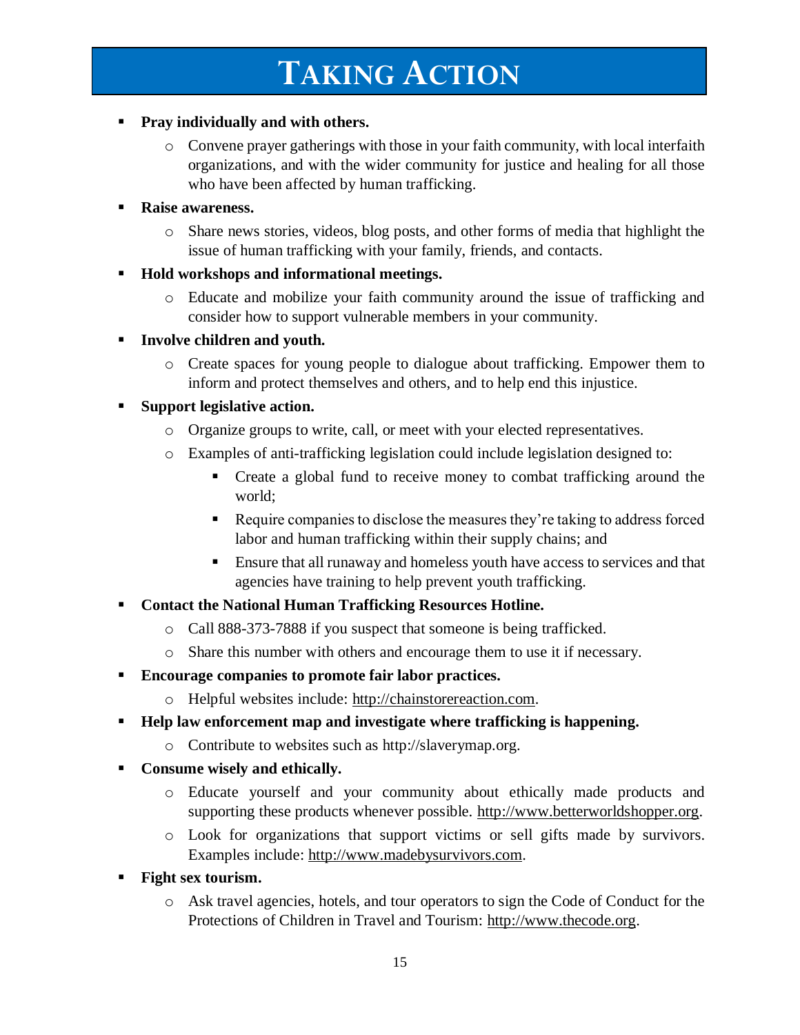# TAKING ACTION

- **Pray individually and with others.**
  - Convene prayer gatherings with those in your faith community, with local interfaith organizations, and with the wider community for justice and healing for all those who have been affected by human trafficking.
- **Raise awareness.**
  - Share news stories, videos, blog posts, and other forms of media that highlight the issue of human trafficking with your family, friends, and contacts.
- **Hold workshops and informational meetings.**
  - Educate and mobilize your faith community around the issue of trafficking and consider how to support vulnerable members in your community.
- **Involve children and youth.**
  - Create spaces for young people to dialogue about trafficking. Empower them to inform and protect themselves and others, and to help end this injustice.
- **Support legislative action.**
  - Organize groups to write, call, or meet with your elected representatives.
  - Examples of anti-trafficking legislation could include legislation designed to:
    - Create a global fund to receive money to combat trafficking around the world;
    - Require companies to disclose the measures they're taking to address forced labor and human trafficking within their supply chains; and
    - Ensure that all runaway and homeless youth have access to services and that agencies have training to help prevent youth trafficking.
- **Contact the National Human Trafficking Resources Hotline.**
  - Call 888-373-7888 if you suspect that someone is being trafficked.
  - Share this number with others and encourage them to use it if necessary.
- **Encourage companies to promote fair labor practices.**
  - Helpful websites include: http://chainstorereaction.com.
- **Help law enforcement map and investigate where trafficking is happening.**
  - Contribute to websites such as http://slaverymap.org.
- **Consume wisely and ethically.**
  - Educate yourself and your community about ethically made products and supporting these products whenever possible. http://www.betterworldshopper.org.
  - Look for organizations that support victims or sell gifts made by survivors. Examples include: http://www.madebysurvivors.com.
- **Fight sex tourism.**
  - Ask travel agencies, hotels, and tour operators to sign the Code of Conduct for the Protections of Children in Travel and Tourism: http://www.thecode.org.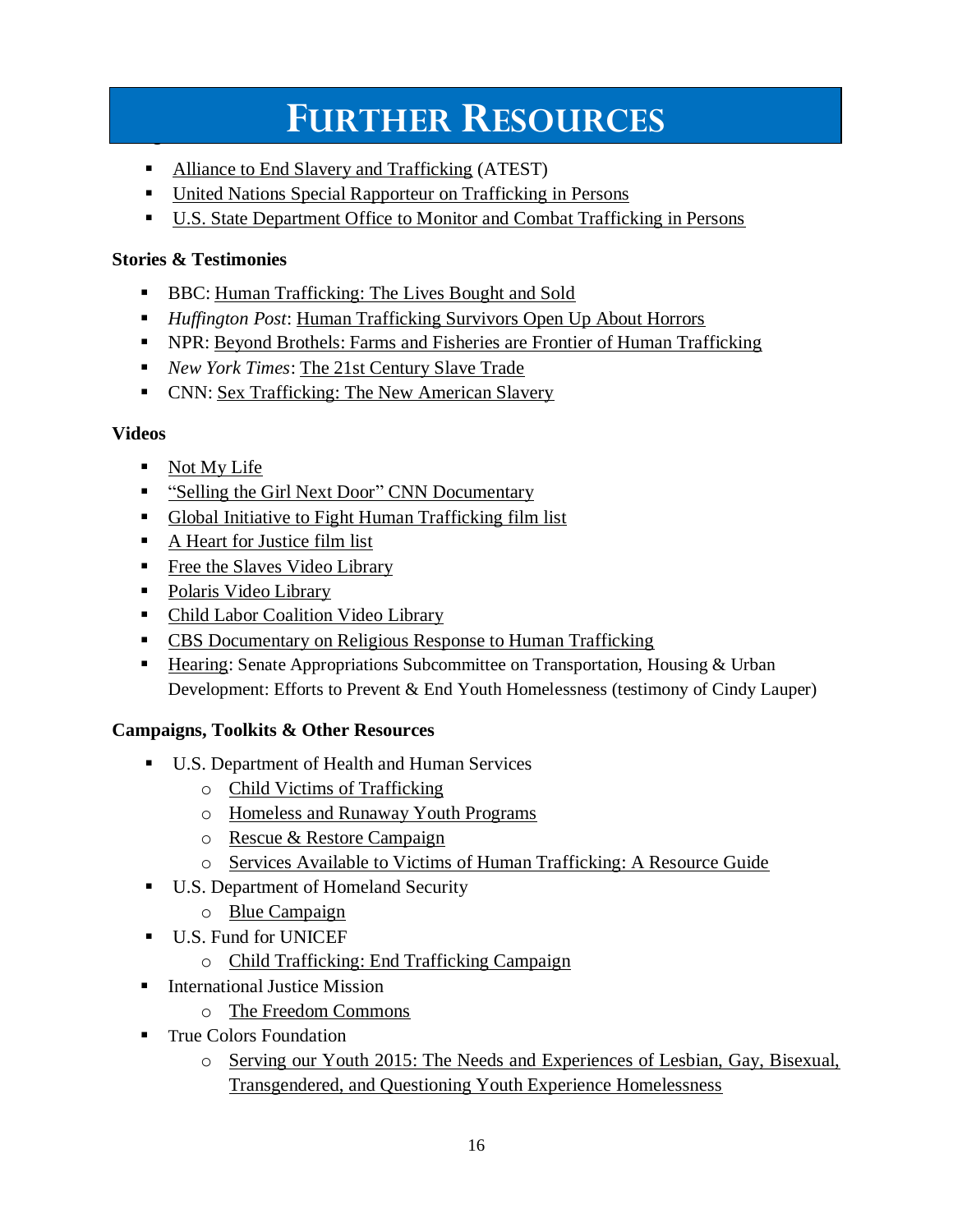# Further Resources

- Alliance to End Slavery and Trafficking (ATEST)
- United Nations Special Rapporteur on Trafficking in Persons
- U.S. State Department Office to Monitor and Combat Trafficking in Persons

**Stories & Testimonies**

- BBC: Human Trafficking: The Lives Bought and Sold
- *Huffington Post*: Human Trafficking Survivors Open Up About Horrors
- NPR: Beyond Brothels: Farms and Fisheries are Frontier of Human Trafficking
- *New York Times*: The 21st Century Slave Trade
- CNN: Sex Trafficking: The New American Slavery

**Videos**

- Not My Life
- "Selling the Girl Next Door" CNN Documentary
- Global Initiative to Fight Human Trafficking film list
- A Heart for Justice film list
- Free the Slaves Video Library
- Polaris Video Library
- Child Labor Coalition Video Library
- CBS Documentary on Religious Response to Human Trafficking
- Hearing: Senate Appropriations Subcommittee on Transportation, Housing & Urban Development: Efforts to Prevent & End Youth Homelessness (testimony of Cindy Lauper)

**Campaigns, Toolkits & Other Resources**

- U.S. Department of Health and Human Services
  - Child Victims of Trafficking
  - Homeless and Runaway Youth Programs
  - Rescue & Restore Campaign
  - Services Available to Victims of Human Trafficking: A Resource Guide
- U.S. Department of Homeland Security
  - Blue Campaign
- U.S. Fund for UNICEF
  - Child Trafficking: End Trafficking Campaign
- International Justice Mission
  - The Freedom Commons
- True Colors Foundation
  - Serving our Youth 2015: The Needs and Experiences of Lesbian, Gay, Bisexual, Transgendered, and Questioning Youth Experience Homelessness